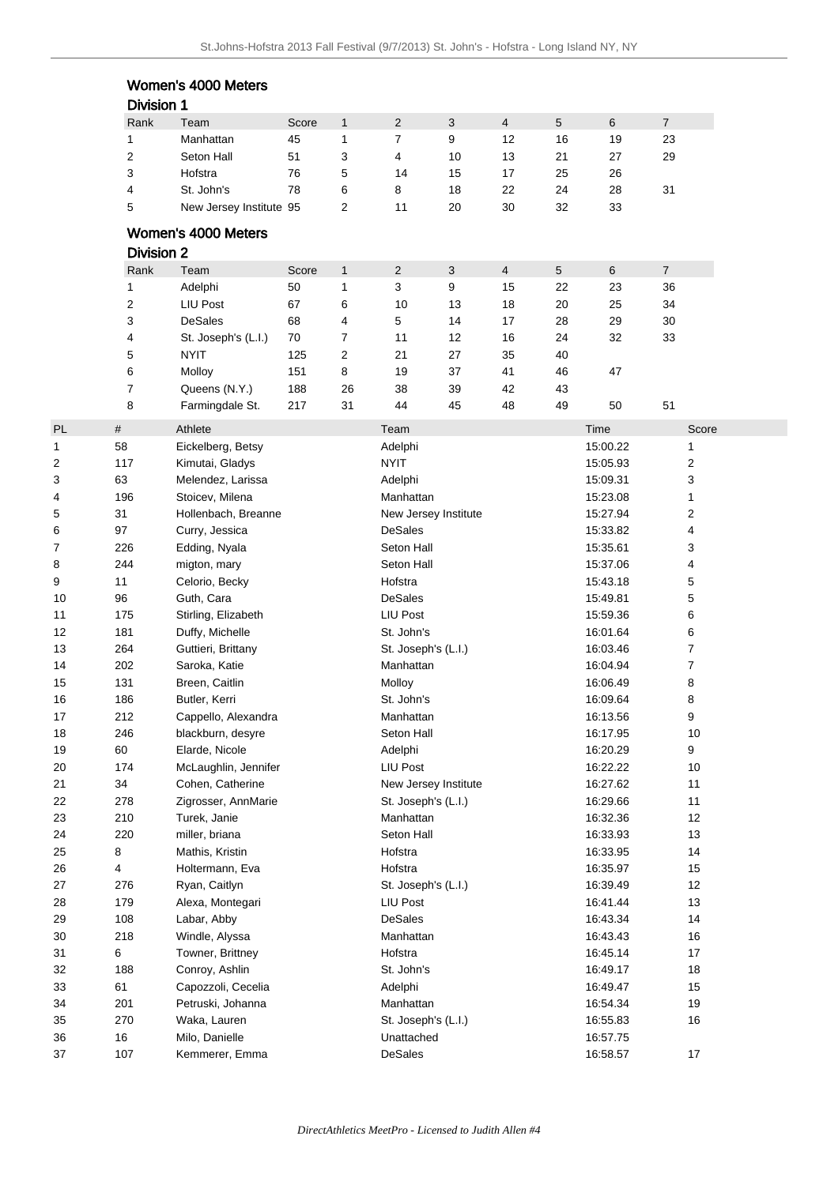## Women's 4000 Meters

### Division 1

| Rank | Team | Score | 1 | 2 | 3 | 4 | 5 | 6 | 7 |
|---|---|---|---|---|---|---|---|---|---|
| 1 | Manhattan | 45 | 1 | 7 | 9 | 12 | 16 | 19 | 23 |
| 2 | Seton Hall | 51 | 3 | 4 | 10 | 13 | 21 | 27 | 29 |
| 3 | Hofstra | 76 | 5 | 14 | 15 | 17 | 25 | 26 | |
| 4 | St. John's | 78 | 6 | 8 | 18 | 22 | 24 | 28 | 31 |
| 5 | New Jersey Institute | 95 | 2 | 11 | 20 | 30 | 32 | 33 | |

## Women's 4000 Meters

### Division 2

| Rank | Team | Score | 1 | 2 | 3 | 4 | 5 | 6 | 7 |
|---|---|---|---|---|---|---|---|---|---|
| 1 | Adelphi | 50 | 1 | 3 | 9 | 15 | 22 | 23 | 36 |
| 2 | LIU Post | 67 | 6 | 10 | 13 | 18 | 20 | 25 | 34 |
| 3 | DeSales | 68 | 4 | 5 | 14 | 17 | 28 | 29 | 30 |
| 4 | St. Joseph's (L.I.) | 70 | 7 | 11 | 12 | 16 | 24 | 32 | 33 |
| 5 | NYIT | 125 | 2 | 21 | 27 | 35 | 40 | | |
| 6 | Molloy | 151 | 8 | 19 | 37 | 41 | 46 | 47 | |
| 7 | Queens (N.Y.) | 188 | 26 | 38 | 39 | 42 | 43 | | |
| 8 | Farmingdale St. | 217 | 31 | 44 | 45 | 48 | 49 | 50 | 51 |

| PL | # | Athlete | Team | Time | Score |
|---|---|---|---|---|---|
| 1 | 58 | Eickelberg, Betsy | Adelphi | 15:00.22 | 1 |
| 2 | 117 | Kimutai, Gladys | NYIT | 15:05.93 | 2 |
| 3 | 63 | Melendez, Larissa | Adelphi | 15:09.31 | 3 |
| 4 | 196 | Stoicev, Milena | Manhattan | 15:23.08 | 1 |
| 5 | 31 | Hollenbach, Breanne | New Jersey Institute | 15:27.94 | 2 |
| 6 | 97 | Curry, Jessica | DeSales | 15:33.82 | 4 |
| 7 | 226 | Edding, Nyala | Seton Hall | 15:35.61 | 3 |
| 8 | 244 | migton, mary | Seton Hall | 15:37.06 | 4 |
| 9 | 11 | Celorio, Becky | Hofstra | 15:43.18 | 5 |
| 10 | 96 | Guth, Cara | DeSales | 15:49.81 | 5 |
| 11 | 175 | Stirling, Elizabeth | LIU Post | 15:59.36 | 6 |
| 12 | 181 | Duffy, Michelle | St. John's | 16:01.64 | 6 |
| 13 | 264 | Guttieri, Brittany | St. Joseph's (L.I.) | 16:03.46 | 7 |
| 14 | 202 | Saroka, Katie | Manhattan | 16:04.94 | 7 |
| 15 | 131 | Breen, Caitlin | Molloy | 16:06.49 | 8 |
| 16 | 186 | Butler, Kerri | St. John's | 16:09.64 | 8 |
| 17 | 212 | Cappello, Alexandra | Manhattan | 16:13.56 | 9 |
| 18 | 246 | blackburn, desyre | Seton Hall | 16:17.95 | 10 |
| 19 | 60 | Elarde, Nicole | Adelphi | 16:20.29 | 9 |
| 20 | 174 | McLaughlin, Jennifer | LIU Post | 16:22.22 | 10 |
| 21 | 34 | Cohen, Catherine | New Jersey Institute | 16:27.62 | 11 |
| 22 | 278 | Zigrosser, AnnMarie | St. Joseph's (L.I.) | 16:29.66 | 11 |
| 23 | 210 | Turek, Janie | Manhattan | 16:32.36 | 12 |
| 24 | 220 | miller, briana | Seton Hall | 16:33.93 | 13 |
| 25 | 8 | Mathis, Kristin | Hofstra | 16:33.95 | 14 |
| 26 | 4 | Holtermann, Eva | Hofstra | 16:35.97 | 15 |
| 27 | 276 | Ryan, Caitlyn | St. Joseph's (L.I.) | 16:39.49 | 12 |
| 28 | 179 | Alexa, Montegari | LIU Post | 16:41.44 | 13 |
| 29 | 108 | Labar, Abby | DeSales | 16:43.34 | 14 |
| 30 | 218 | Windle, Alyssa | Manhattan | 16:43.43 | 16 |
| 31 | 6 | Towner, Brittney | Hofstra | 16:45.14 | 17 |
| 32 | 188 | Conroy, Ashlin | St. John's | 16:49.17 | 18 |
| 33 | 61 | Capozzoli, Cecelia | Adelphi | 16:49.47 | 15 |
| 34 | 201 | Petruski, Johanna | Manhattan | 16:54.34 | 19 |
| 35 | 270 | Waka, Lauren | St. Joseph's (L.I.) | 16:55.83 | 16 |
| 36 | 16 | Milo, Danielle | Unattached | 16:57.75 | |
| 37 | 107 | Kemmerer, Emma | DeSales | 16:58.57 | 17 |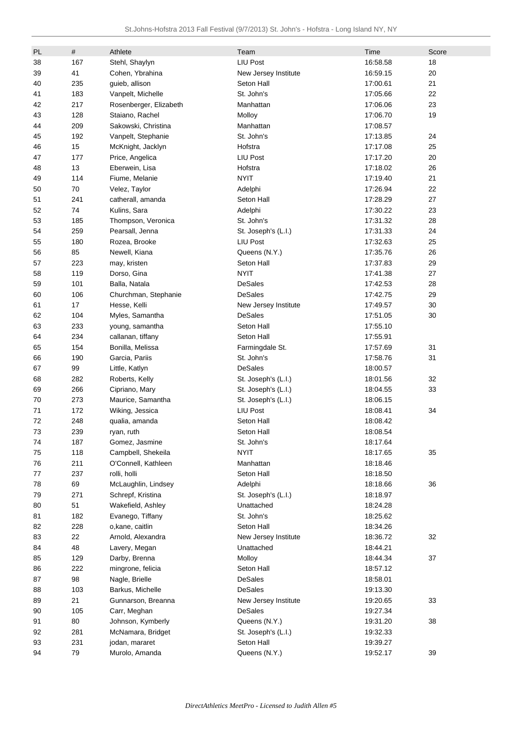| PL | # | Athlete | Team | Time | Score |
|---|---|---|---|---|---|
| 38 | 167 | Stehl, Shaylyn | LIU Post | 16:58.58 | 18 |
| 39 | 41 | Cohen, Ybrahina | New Jersey Institute | 16:59.15 | 20 |
| 40 | 235 | guieb, allison | Seton Hall | 17:00.61 | 21 |
| 41 | 183 | Vanpelt, Michelle | St. John's | 17:05.66 | 22 |
| 42 | 217 | Rosenberger, Elizabeth | Manhattan | 17:06.06 | 23 |
| 43 | 128 | Staiano, Rachel | Molloy | 17:06.70 | 19 |
| 44 | 209 | Sakowski, Christina | Manhattan | 17:08.57 | |
| 45 | 192 | Vanpelt, Stephanie | St. John's | 17:13.85 | 24 |
| 46 | 15 | McKnight, Jacklyn | Hofstra | 17:17.08 | 25 |
| 47 | 177 | Price, Angelica | LIU Post | 17:17.20 | 20 |
| 48 | 13 | Eberwein, Lisa | Hofstra | 17:18.02 | 26 |
| 49 | 114 | Fiume, Melanie | NYIT | 17:19.40 | 21 |
| 50 | 70 | Velez, Taylor | Adelphi | 17:26.94 | 22 |
| 51 | 241 | catherall, amanda | Seton Hall | 17:28.29 | 27 |
| 52 | 74 | Kulins, Sara | Adelphi | 17:30.22 | 23 |
| 53 | 185 | Thompson, Veronica | St. John's | 17:31.32 | 28 |
| 54 | 259 | Pearsall, Jenna | St. Joseph's (L.I.) | 17:31.33 | 24 |
| 55 | 180 | Rozea, Brooke | LIU Post | 17:32.63 | 25 |
| 56 | 85 | Newell, Kiana | Queens (N.Y.) | 17:35.76 | 26 |
| 57 | 223 | may, kristen | Seton Hall | 17:37.83 | 29 |
| 58 | 119 | Dorso, Gina | NYIT | 17:41.38 | 27 |
| 59 | 101 | Balla, Natala | DeSales | 17:42.53 | 28 |
| 60 | 106 | Churchman, Stephanie | DeSales | 17:42.75 | 29 |
| 61 | 17 | Hesse, Kelli | New Jersey Institute | 17:49.57 | 30 |
| 62 | 104 | Myles, Samantha | DeSales | 17:51.05 | 30 |
| 63 | 233 | young, samantha | Seton Hall | 17:55.10 | |
| 64 | 234 | callanan, tiffany | Seton Hall | 17:55.91 | |
| 65 | 154 | Bonilla, Melissa | Farmingdale St. | 17:57.69 | 31 |
| 66 | 190 | Garcia, Pariis | St. John's | 17:58.76 | 31 |
| 67 | 99 | Little, Katlyn | DeSales | 18:00.57 | |
| 68 | 282 | Roberts, Kelly | St. Joseph's (L.I.) | 18:01.56 | 32 |
| 69 | 266 | Cipriano, Mary | St. Joseph's (L.I.) | 18:04.55 | 33 |
| 70 | 273 | Maurice, Samantha | St. Joseph's (L.I.) | 18:06.15 | |
| 71 | 172 | Wiking, Jessica | LIU Post | 18:08.41 | 34 |
| 72 | 248 | qualia, amanda | Seton Hall | 18:08.42 | |
| 73 | 239 | ryan, ruth | Seton Hall | 18:08.54 | |
| 74 | 187 | Gomez, Jasmine | St. John's | 18:17.64 | |
| 75 | 118 | Campbell, Shekeila | NYIT | 18:17.65 | 35 |
| 76 | 211 | O'Connell, Kathleen | Manhattan | 18:18.46 | |
| 77 | 237 | rolli, holli | Seton Hall | 18:18.50 | |
| 78 | 69 | McLaughlin, Lindsey | Adelphi | 18:18.66 | 36 |
| 79 | 271 | Schrepf, Kristina | St. Joseph's (L.I.) | 18:18.97 | |
| 80 | 51 | Wakefield, Ashley | Unattached | 18:24.28 | |
| 81 | 182 | Evanego, Tiffany | St. John's | 18:25.62 | |
| 82 | 228 | o,kane, caitlin | Seton Hall | 18:34.26 | |
| 83 | 22 | Arnold, Alexandra | New Jersey Institute | 18:36.72 | 32 |
| 84 | 48 | Lavery, Megan | Unattached | 18:44.21 | |
| 85 | 129 | Darby, Brenna | Molloy | 18:44.34 | 37 |
| 86 | 222 | mingrone, felicia | Seton Hall | 18:57.12 | |
| 87 | 98 | Nagle, Brielle | DeSales | 18:58.01 | |
| 88 | 103 | Barkus, Michelle | DeSales | 19:13.30 | |
| 89 | 21 | Gunnarson, Breanna | New Jersey Institute | 19:20.65 | 33 |
| 90 | 105 | Carr, Meghan | DeSales | 19:27.34 | |
| 91 | 80 | Johnson, Kymberly | Queens (N.Y.) | 19:31.20 | 38 |
| 92 | 281 | McNamara, Bridget | St. Joseph's (L.I.) | 19:32.33 | |
| 93 | 231 | jodan, mararet | Seton Hall | 19:39.27 | |
| 94 | 79 | Murolo, Amanda | Queens (N.Y.) | 19:52.17 | 39 |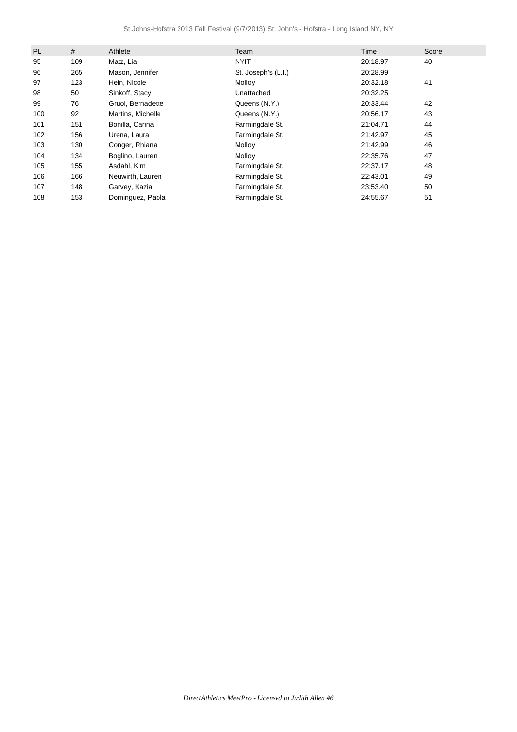| PL | # | Athlete | Team | Time | Score |
|---|---|---|---|---|---|
| 95 | 109 | Matz, Lia | NYIT | 20:18.97 | 40 |
| 96 | 265 | Mason, Jennifer | St. Joseph's (L.I.) | 20:28.99 | |
| 97 | 123 | Hein, Nicole | Molloy | 20:32.18 | 41 |
| 98 | 50 | Sinkoff, Stacy | Unattached | 20:32.25 | |
| 99 | 76 | Gruol, Bernadette | Queens (N.Y.) | 20:33.44 | 42 |
| 100 | 92 | Martins, Michelle | Queens (N.Y.) | 20:56.17 | 43 |
| 101 | 151 | Bonilla, Carina | Farmingdale St. | 21:04.71 | 44 |
| 102 | 156 | Urena, Laura | Farmingdale St. | 21:42.97 | 45 |
| 103 | 130 | Conger, Rhiana | Molloy | 21:42.99 | 46 |
| 104 | 134 | Boglino, Lauren | Molloy | 22:35.76 | 47 |
| 105 | 155 | Asdahl, Kim | Farmingdale St. | 22:37.17 | 48 |
| 106 | 166 | Neuwirth, Lauren | Farmingdale St. | 22:43.01 | 49 |
| 107 | 148 | Garvey, Kazia | Farmingdale St. | 23:53.40 | 50 |
| 108 | 153 | Dominguez, Paola | Farmingdale St. | 24:55.67 | 51 |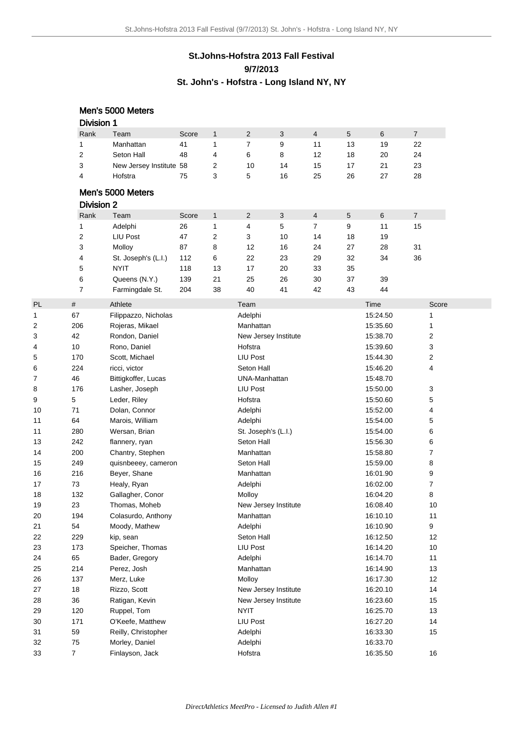## St.Johns-Hofstra 2013 Fall Festival

## 9/7/2013

## St. John's - Hofstra - Long Island NY, NY

### Men's 5000 Meters

#### Division 1

| Rank | Team | Score | 1 | 2 | 3 | 4 | 5 | 6 | 7 |
|---|---|---|---|---|---|---|---|---|---|
| 1 | Manhattan | 41 | 1 | 7 | 9 | 11 | 13 | 19 | 22 |
| 2 | Seton Hall | 48 | 4 | 6 | 8 | 12 | 18 | 20 | 24 |
| 3 | New Jersey Institute | 58 | 2 | 10 | 14 | 15 | 17 | 21 | 23 |
| 4 | Hofstra | 75 | 3 | 5 | 16 | 25 | 26 | 27 | 28 |

### Men's 5000 Meters

#### Division 2

| Rank | Team | Score | 1 | 2 | 3 | 4 | 5 | 6 | 7 |
|---|---|---|---|---|---|---|---|---|---|
| 1 | Adelphi | 26 | 1 | 4 | 5 | 7 | 9 | 11 | 15 |
| 2 | LIU Post | 47 | 2 | 3 | 10 | 14 | 18 | 19 | |
| 3 | Molloy | 87 | 8 | 12 | 16 | 24 | 27 | 28 | 31 |
| 4 | St. Joseph's (L.I.) | 112 | 6 | 22 | 23 | 29 | 32 | 34 | 36 |
| 5 | NYIT | 118 | 13 | 17 | 20 | 33 | 35 | | |
| 6 | Queens (N.Y.) | 139 | 21 | 25 | 26 | 30 | 37 | 39 | |
| 7 | Farmingdale St. | 204 | 38 | 40 | 41 | 42 | 43 | 44 | |

| PL | # | Athlete | Team | Time | Score |
|---|---|---|---|---|---|
| 1 | 67 | Filippazzo, Nicholas | Adelphi | 15:24.50 | 1 |
| 2 | 206 | Rojeras, Mikael | Manhattan | 15:35.60 | 1 |
| 3 | 42 | Rondon, Daniel | New Jersey Institute | 15:38.70 | 2 |
| 4 | 10 | Rono, Daniel | Hofstra | 15:39.60 | 3 |
| 5 | 170 | Scott, Michael | LIU Post | 15:44.30 | 2 |
| 6 | 224 | ricci, victor | Seton Hall | 15:46.20 | 4 |
| 7 | 46 | Bittigkoffer, Lucas | UNA-Manhattan | 15:48.70 | |
| 8 | 176 | Lasher, Joseph | LIU Post | 15:50.00 | 3 |
| 9 | 5 | Leder, Riley | Hofstra | 15:50.60 | 5 |
| 10 | 71 | Dolan, Connor | Adelphi | 15:52.00 | 4 |
| 11 | 64 | Marois, William | Adelphi | 15:54.00 | 5 |
| 11 | 280 | Wersan, Brian | St. Joseph's (L.I.) | 15:54.00 | 6 |
| 13 | 242 | flannery, ryan | Seton Hall | 15:56.30 | 6 |
| 14 | 200 | Chantry, Stephen | Manhattan | 15:58.80 | 7 |
| 15 | 249 | quisnbeeey, cameron | Seton Hall | 15:59.00 | 8 |
| 16 | 216 | Beyer, Shane | Manhattan | 16:01.90 | 9 |
| 17 | 73 | Healy, Ryan | Adelphi | 16:02.00 | 7 |
| 18 | 132 | Gallagher, Conor | Molloy | 16:04.20 | 8 |
| 19 | 23 | Thomas, Moheb | New Jersey Institute | 16:08.40 | 10 |
| 20 | 194 | Colasurdo, Anthony | Manhattan | 16:10.10 | 11 |
| 21 | 54 | Moody, Mathew | Adelphi | 16:10.90 | 9 |
| 22 | 229 | kip, sean | Seton Hall | 16:12.50 | 12 |
| 23 | 173 | Speicher, Thomas | LIU Post | 16:14.20 | 10 |
| 24 | 65 | Bader, Gregory | Adelphi | 16:14.70 | 11 |
| 25 | 214 | Perez, Josh | Manhattan | 16:14.90 | 13 |
| 26 | 137 | Merz, Luke | Molloy | 16:17.30 | 12 |
| 27 | 18 | Rizzo, Scott | New Jersey Institute | 16:20.10 | 14 |
| 28 | 36 | Ratigan, Kevin | New Jersey Institute | 16:23.60 | 15 |
| 29 | 120 | Ruppel, Tom | NYIT | 16:25.70 | 13 |
| 30 | 171 | O'Keefe, Matthew | LIU Post | 16:27.20 | 14 |
| 31 | 59 | Reilly, Christopher | Adelphi | 16:33.30 | 15 |
| 32 | 75 | Morley, Daniel | Adelphi | 16:33.70 | |
| 33 | 7 | Finlayson, Jack | Hofstra | 16:35.50 | 16 |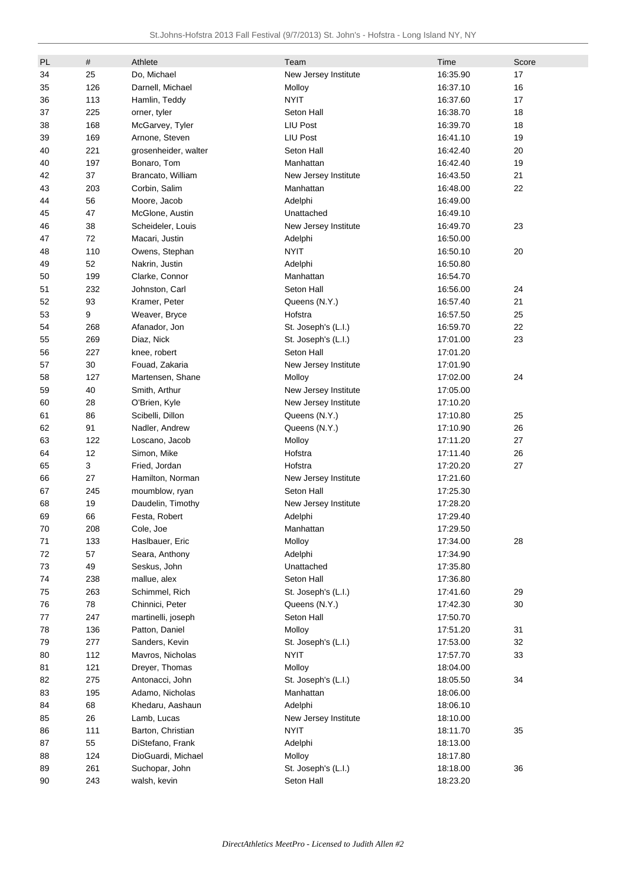| PL | # | Athlete | Team | Time | Score |
|---|---|---|---|---|---|
| 34 | 25 | Do, Michael | New Jersey Institute | 16:35.90 | 17 |
| 35 | 126 | Darnell, Michael | Molloy | 16:37.10 | 16 |
| 36 | 113 | Hamlin, Teddy | NYIT | 16:37.60 | 17 |
| 37 | 225 | orner, tyler | Seton Hall | 16:38.70 | 18 |
| 38 | 168 | McGarvey, Tyler | LIU Post | 16:39.70 | 18 |
| 39 | 169 | Arnone, Steven | LIU Post | 16:41.10 | 19 |
| 40 | 221 | grosenheider, walter | Seton Hall | 16:42.40 | 20 |
| 40 | 197 | Bonaro, Tom | Manhattan | 16:42.40 | 19 |
| 42 | 37 | Brancato, William | New Jersey Institute | 16:43.50 | 21 |
| 43 | 203 | Corbin, Salim | Manhattan | 16:48.00 | 22 |
| 44 | 56 | Moore, Jacob | Adelphi | 16:49.00 | |
| 45 | 47 | McGlone, Austin | Unattached | 16:49.10 | |
| 46 | 38 | Scheideler, Louis | New Jersey Institute | 16:49.70 | 23 |
| 47 | 72 | Macari, Justin | Adelphi | 16:50.00 | |
| 48 | 110 | Owens, Stephan | NYIT | 16:50.10 | 20 |
| 49 | 52 | Nakrin, Justin | Adelphi | 16:50.80 | |
| 50 | 199 | Clarke, Connor | Manhattan | 16:54.70 | |
| 51 | 232 | Johnston, Carl | Seton Hall | 16:56.00 | 24 |
| 52 | 93 | Kramer, Peter | Queens (N.Y.) | 16:57.40 | 21 |
| 53 | 9 | Weaver, Bryce | Hofstra | 16:57.50 | 25 |
| 54 | 268 | Afanador, Jon | St. Joseph's (L.I.) | 16:59.70 | 22 |
| 55 | 269 | Diaz, Nick | St. Joseph's (L.I.) | 17:01.00 | 23 |
| 56 | 227 | knee, robert | Seton Hall | 17:01.20 | |
| 57 | 30 | Fouad, Zakaria | New Jersey Institute | 17:01.90 | |
| 58 | 127 | Martensen, Shane | Molloy | 17:02.00 | 24 |
| 59 | 40 | Smith, Arthur | New Jersey Institute | 17:05.00 | |
| 60 | 28 | O'Brien, Kyle | New Jersey Institute | 17:10.20 | |
| 61 | 86 | Scibelli, Dillon | Queens (N.Y.) | 17:10.80 | 25 |
| 62 | 91 | Nadler, Andrew | Queens (N.Y.) | 17:10.90 | 26 |
| 63 | 122 | Loscano, Jacob | Molloy | 17:11.20 | 27 |
| 64 | 12 | Simon, Mike | Hofstra | 17:11.40 | 26 |
| 65 | 3 | Fried, Jordan | Hofstra | 17:20.20 | 27 |
| 66 | 27 | Hamilton, Norman | New Jersey Institute | 17:21.60 | |
| 67 | 245 | moumblow, ryan | Seton Hall | 17:25.30 | |
| 68 | 19 | Daudelin, Timothy | New Jersey Institute | 17:28.20 | |
| 69 | 66 | Festa, Robert | Adelphi | 17:29.40 | |
| 70 | 208 | Cole, Joe | Manhattan | 17:29.50 | |
| 71 | 133 | Haslbauer, Eric | Molloy | 17:34.00 | 28 |
| 72 | 57 | Seara, Anthony | Adelphi | 17:34.90 | |
| 73 | 49 | Seskus, John | Unattached | 17:35.80 | |
| 74 | 238 | mallue, alex | Seton Hall | 17:36.80 | |
| 75 | 263 | Schimmel, Rich | St. Joseph's (L.I.) | 17:41.60 | 29 |
| 76 | 78 | Chinnici, Peter | Queens (N.Y.) | 17:42.30 | 30 |
| 77 | 247 | martinelli, joseph | Seton Hall | 17:50.70 | |
| 78 | 136 | Patton, Daniel | Molloy | 17:51.20 | 31 |
| 79 | 277 | Sanders, Kevin | St. Joseph's (L.I.) | 17:53.00 | 32 |
| 80 | 112 | Mavros, Nicholas | NYIT | 17:57.70 | 33 |
| 81 | 121 | Dreyer, Thomas | Molloy | 18:04.00 | |
| 82 | 275 | Antonacci, John | St. Joseph's (L.I.) | 18:05.50 | 34 |
| 83 | 195 | Adamo, Nicholas | Manhattan | 18:06.00 | |
| 84 | 68 | Khedaru, Aashaun | Adelphi | 18:06.10 | |
| 85 | 26 | Lamb, Lucas | New Jersey Institute | 18:10.00 | |
| 86 | 111 | Barton, Christian | NYIT | 18:11.70 | 35 |
| 87 | 55 | DiStefano, Frank | Adelphi | 18:13.00 | |
| 88 | 124 | DioGuardi, Michael | Molloy | 18:17.80 | |
| 89 | 261 | Suchopar, John | St. Joseph's (L.I.) | 18:18.00 | 36 |
| 90 | 243 | walsh, kevin | Seton Hall | 18:23.20 | |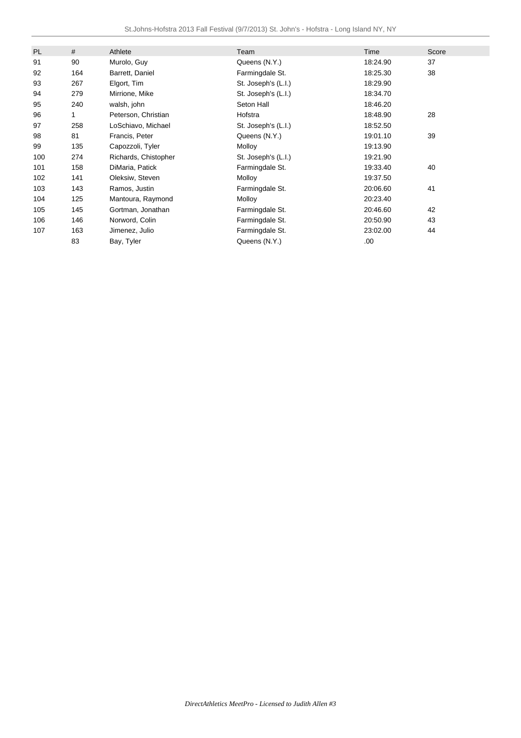| PL | # | Athlete | Team | Time | Score |
|---|---|---|---|---|---|
| 91 | 90 | Murolo, Guy | Queens (N.Y.) | 18:24.90 | 37 |
| 92 | 164 | Barrett, Daniel | Farmingdale St. | 18:25.30 | 38 |
| 93 | 267 | Elgort, Tim | St. Joseph's (L.I.) | 18:29.90 | |
| 94 | 279 | Mirrione, Mike | St. Joseph's (L.I.) | 18:34.70 | |
| 95 | 240 | walsh, john | Seton Hall | 18:46.20 | |
| 96 | 1 | Peterson, Christian | Hofstra | 18:48.90 | 28 |
| 97 | 258 | LoSchiavo, Michael | St. Joseph's (L.I.) | 18:52.50 | |
| 98 | 81 | Francis, Peter | Queens (N.Y.) | 19:01.10 | 39 |
| 99 | 135 | Capozzoli, Tyler | Molloy | 19:13.90 | |
| 100 | 274 | Richards, Chistopher | St. Joseph's (L.I.) | 19:21.90 | |
| 101 | 158 | DiMaria, Patick | Farmingdale St. | 19:33.40 | 40 |
| 102 | 141 | Oleksiw, Steven | Molloy | 19:37.50 | |
| 103 | 143 | Ramos, Justin | Farmingdale St. | 20:06.60 | 41 |
| 104 | 125 | Mantoura, Raymond | Molloy | 20:23.40 | |
| 105 | 145 | Gortman, Jonathan | Farmingdale St. | 20:46.60 | 42 |
| 106 | 146 | Norword, Colin | Farmingdale St. | 20:50.90 | 43 |
| 107 | 163 | Jimenez, Julio | Farmingdale St. | 23:02.00 | 44 |
| | 83 | Bay, Tyler | Queens (N.Y.) | .00 | |